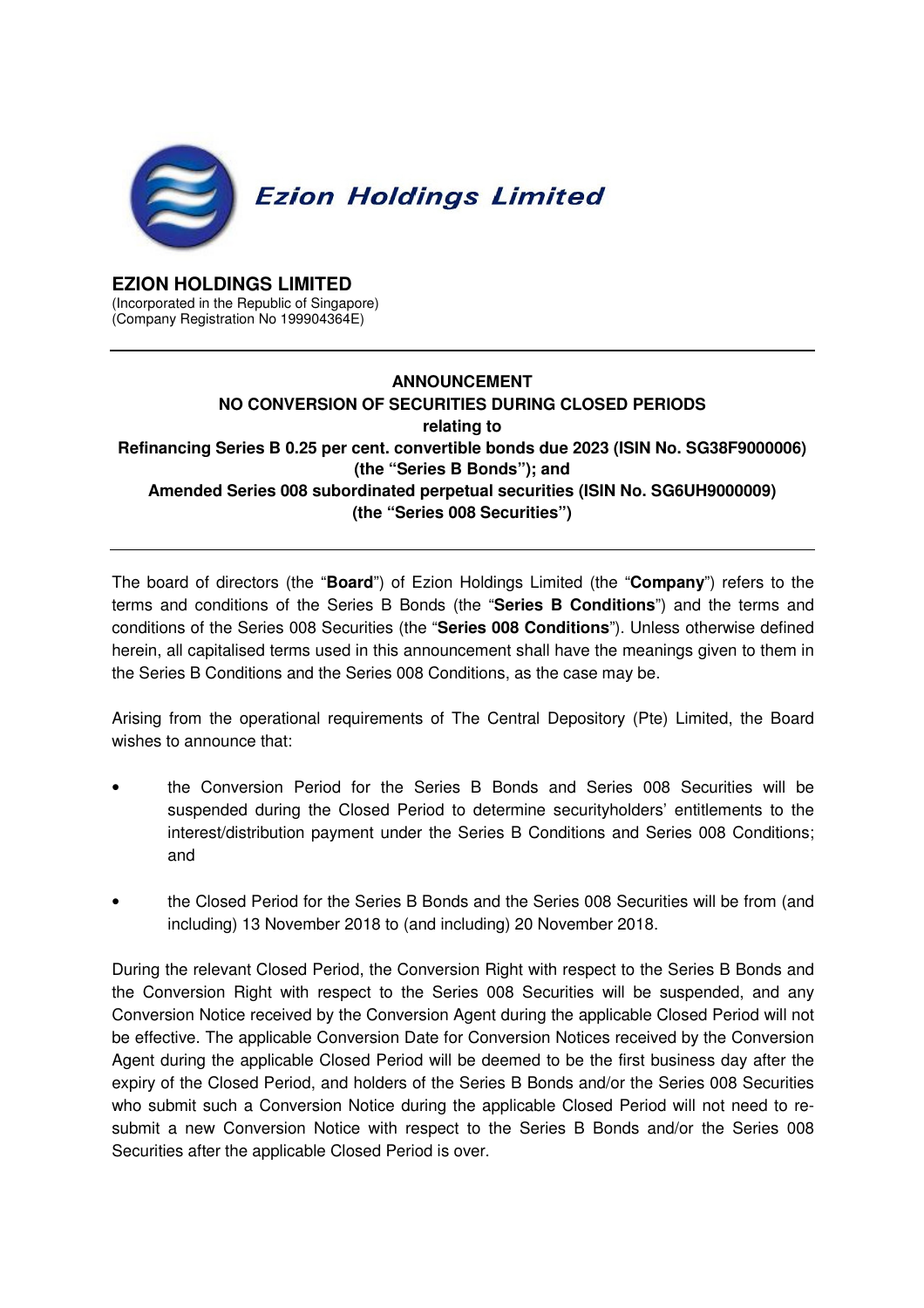Ezion Holdings Limited

**EZION HOLDINGS LIMITED**
(Incorporated in the Republic of Singapore)
(Company Registration No 199904364E)

---

**ANNOUNCEMENT**
**NO CONVERSION OF SECURITIES DURING CLOSED PERIODS**
**relating to**
**Refinancing Series B 0.25 per cent. convertible bonds due 2023 (ISIN No. SG38F9000006) (the "Series B Bonds"); and**
**Amended Series 008 subordinated perpetual securities (ISIN No. SG6UH9000009) (the "Series 008 Securities")**

---

The board of directors (the "**Board**") of Ezion Holdings Limited (the "**Company**") refers to the terms and conditions of the Series B Bonds (the "**Series B Conditions**") and the terms and conditions of the Series 008 Securities (the "**Series 008 Conditions**"). Unless otherwise defined herein, all capitalised terms used in this announcement shall have the meanings given to them in the Series B Conditions and the Series 008 Conditions, as the case may be.

Arising from the operational requirements of The Central Depository (Pte) Limited, the Board wishes to announce that:

- the Conversion Period for the Series B Bonds and Series 008 Securities will be suspended during the Closed Period to determine securityholders' entitlements to the interest/distribution payment under the Series B Conditions and Series 008 Conditions; and
- the Closed Period for the Series B Bonds and the Series 008 Securities will be from (and including) 13 November 2018 to (and including) 20 November 2018.

During the relevant Closed Period, the Conversion Right with respect to the Series B Bonds and the Conversion Right with respect to the Series 008 Securities will be suspended, and any Conversion Notice received by the Conversion Agent during the applicable Closed Period will not be effective. The applicable Conversion Date for Conversion Notices received by the Conversion Agent during the applicable Closed Period will be deemed to be the first business day after the expiry of the Closed Period, and holders of the Series B Bonds and/or the Series 008 Securities who submit such a Conversion Notice during the applicable Closed Period will not need to re-submit a new Conversion Notice with respect to the Series B Bonds and/or the Series 008 Securities after the applicable Closed Period is over.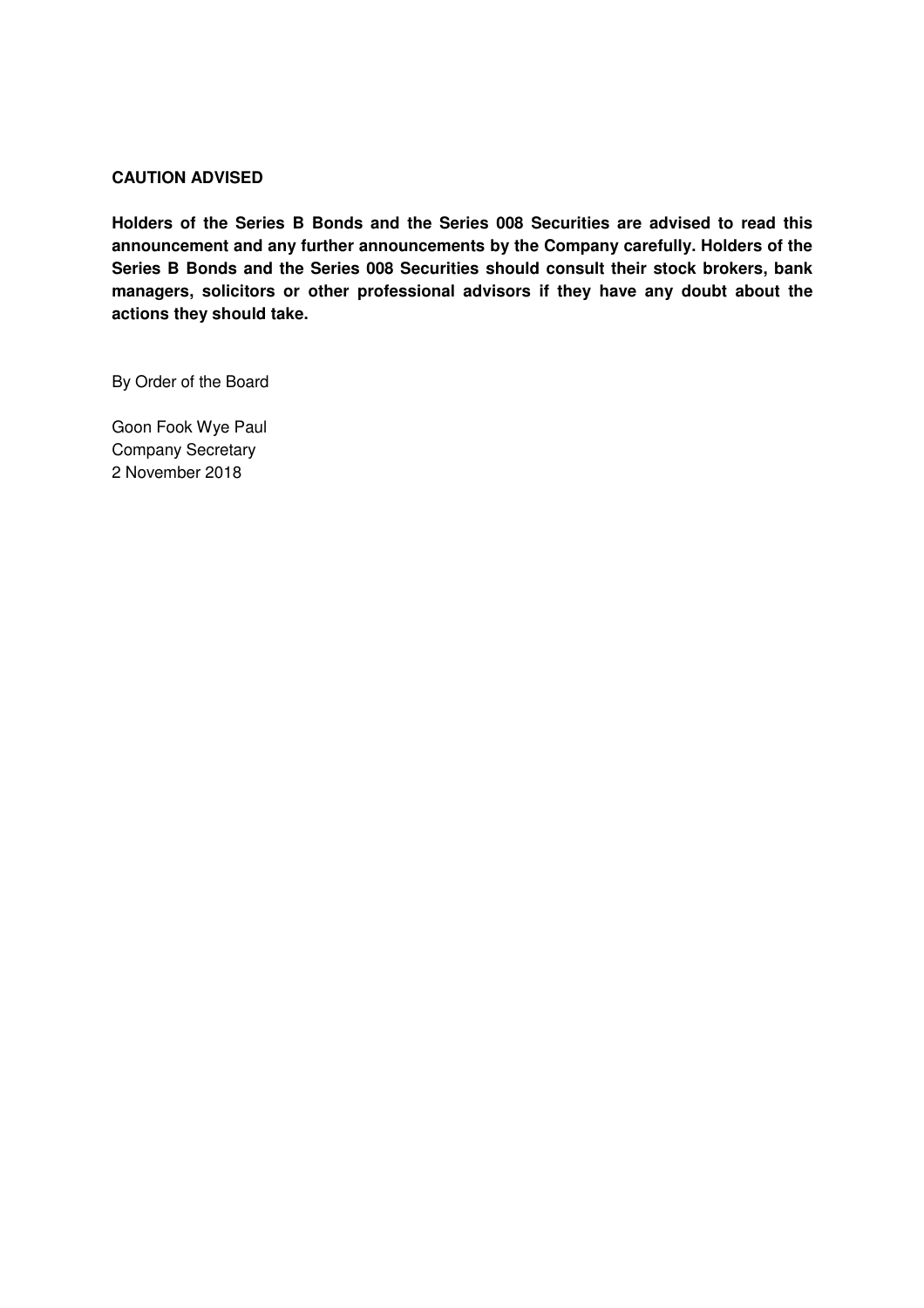**CAUTION ADVISED**

**Holders of the Series B Bonds and the Series 008 Securities are advised to read this announcement and any further announcements by the Company carefully. Holders of the Series B Bonds and the Series 008 Securities should consult their stock brokers, bank managers, solicitors or other professional advisors if they have any doubt about the actions they should take.**

By Order of the Board

Goon Fook Wye Paul
Company Secretary
2 November 2018